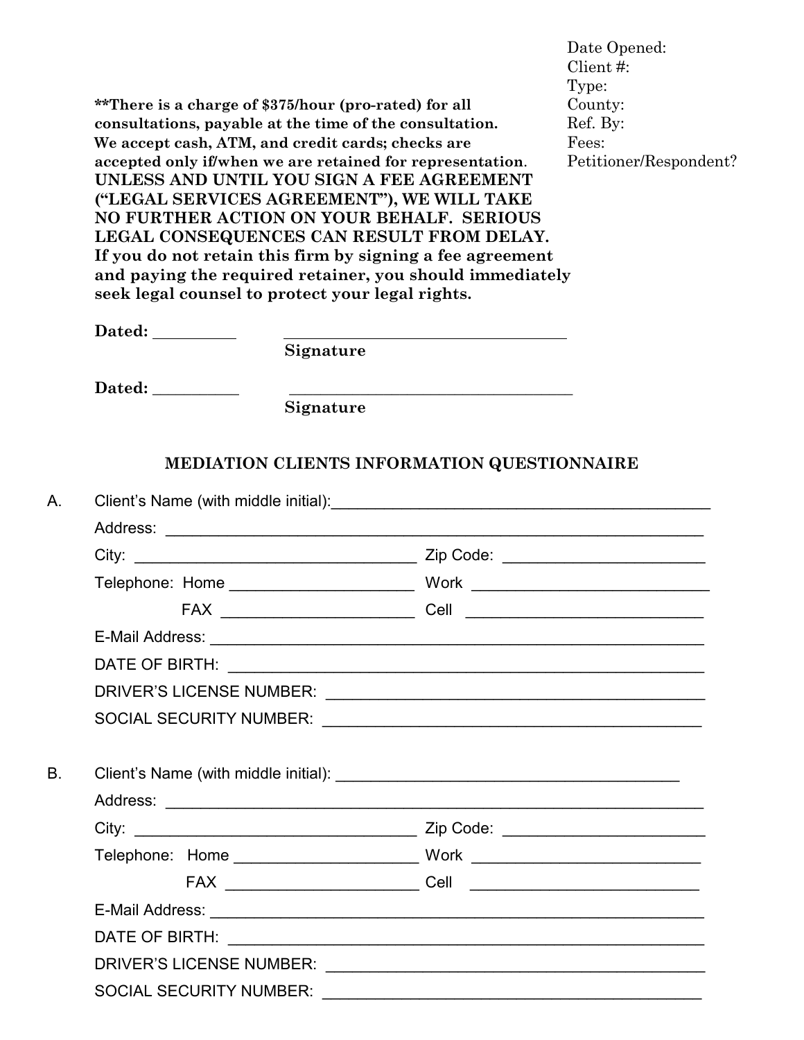Date Opened:
Client #:
Type:
County:
Ref. By:
Fees:
Petitioner/Respondent?

**\*\*There is a charge of $375/hour (pro-rated) for all consultations, payable at the time of the consultation. We accept cash, ATM, and credit cards; checks are accepted only if/when we are retained for representation. UNLESS AND UNTIL YOU SIGN A FEE AGREEMENT ("LEGAL SERVICES AGREEMENT"), WE WILL TAKE NO FURTHER ACTION ON YOUR BEHALF. SERIOUS LEGAL CONSEQUENCES CAN RESULT FROM DELAY. If you do not retain this firm by signing a fee agreement and paying the required retainer, you should immediately seek legal counsel to protect your legal rights.**

**Dated:** __________ ___________________________________
**Signature**

**Dated:** __________ ___________________________________
**Signature**

## MEDIATION CLIENTS INFORMATION QUESTIONNAIRE

A. Client's Name (with middle initial): ____________________________________________

Address: ____________________________________________________________

City: ________________________________ Zip Code: ______________________

Telephone: Home ____________________ Work ___________________________

FAX _____________________ Cell __________________________

E-Mail Address: ______________________________________________________

DATE OF BIRTH: ______________________________________________________

DRIVER'S LICENSE NUMBER: __________________________________________

SOCIAL SECURITY NUMBER: ___________________________________________

B. Client's Name (with middle initial): ______________________________________

Address: ____________________________________________________________

City: ________________________________ Zip Code: ______________________

Telephone: Home ____________________ Work _________________________

FAX _____________________ Cell _________________________

E-Mail Address: ______________________________________________________

DATE OF BIRTH: ______________________________________________________

DRIVER'S LICENSE NUMBER: __________________________________________

SOCIAL SECURITY NUMBER: ___________________________________________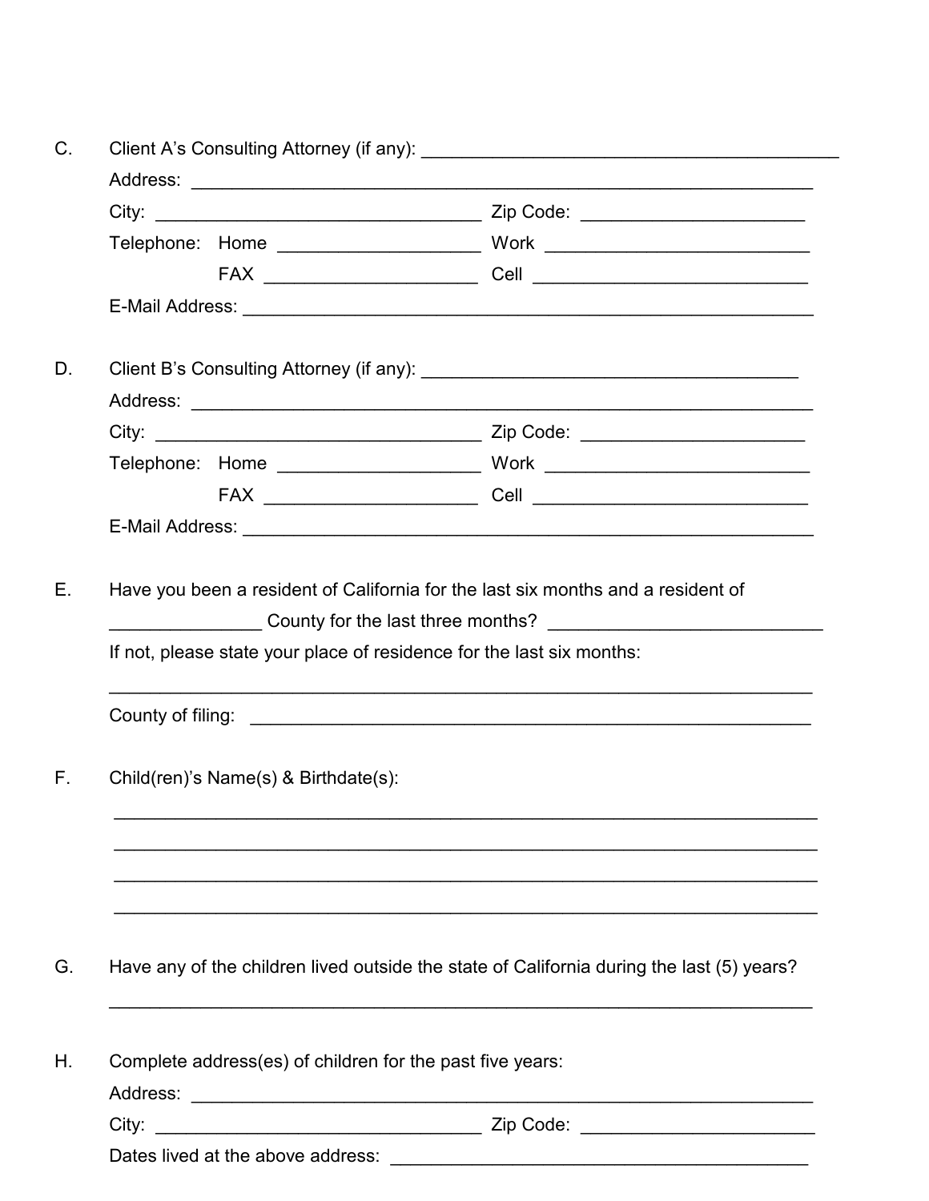C. Client A's Consulting Attorney (if any): ____________________________________________

Address: ________________________________________________________________

City: ___________________________________ Zip Code: ________________________

Telephone: Home _____________________ Work ____________________________

FAX _____________________ Cell _____________________________

E-Mail Address: ____________________________________________________________

D. Client B's Consulting Attorney (if any): _________________________________________

Address: ________________________________________________________________

City: ___________________________________ Zip Code: ________________________

Telephone: Home _____________________ Work ____________________________

FAX _____________________ Cell _____________________________

E-Mail Address: ____________________________________________________________

E. Have you been a resident of California for the last six months and a resident of _______________ County for the last three months? ____________________________

If not, please state your place of residence for the last six months:

__________________________________________________________________________

County of filing: ______________________________________________________________

F. Child(ren)'s Name(s) & Birthdate(s):

__________________________________________________________________________

__________________________________________________________________________

__________________________________________________________________________

__________________________________________________________________________

G. Have any of the children lived outside the state of California during the last (5) years?

__________________________________________________________________________

H. Complete address(es) of children for the past five years:

Address: ________________________________________________________________

City: ___________________________________ Zip Code: ________________________

Dates lived at the above address: ____________________________________________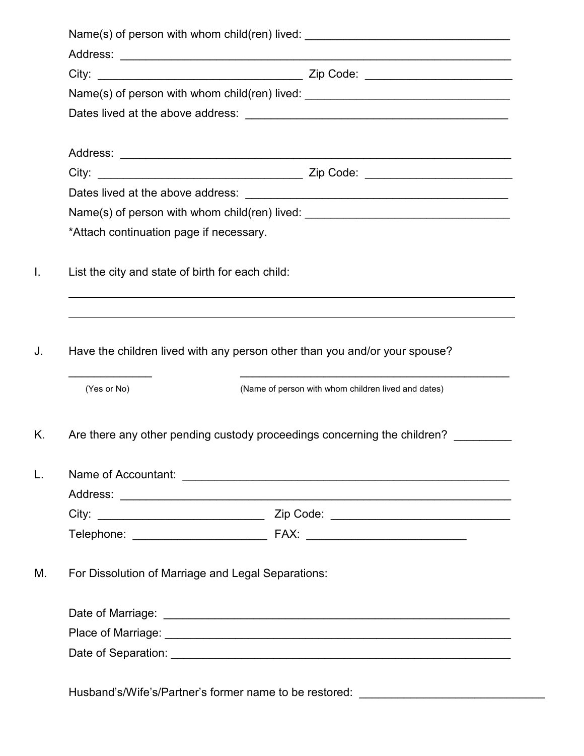Name(s) of person with whom child(ren) lived: ________________________________

Address: ____________________________________________________________

City: ________________________________ Zip Code: ______________________

Name(s) of person with whom child(ren) lived: ________________________________

Dates lived at the above address: ________________________________________

Address: ____________________________________________________________

City: ________________________________ Zip Code: ______________________

Dates lived at the above address: ________________________________________

Name(s) of person with whom child(ren) lived: ________________________________

*Attach continuation page if necessary.

I. List the city and state of birth for each child:

______________________________________________________________________

______________________________________________________________________

J. Have the children lived with any person other than you and/or your spouse?

_____________ ____________________________________________

(Yes or No) (Name of person with whom children lived and dates)

K. Are there any other pending custody proceedings concerning the children? _________

L. Name of Accountant: ____________________________________________________

Address: ____________________________________________________________

City: __________________________ Zip Code: ___________________________

Telephone: _____________________ FAX: _________________________

M. For Dissolution of Marriage and Legal Separations:

Date of Marriage: ______________________________________________________

Place of Marriage: _____________________________________________________

Date of Separation: _____________________________________________________

Husband's/Wife's/Partner's former name to be restored: _____________________________